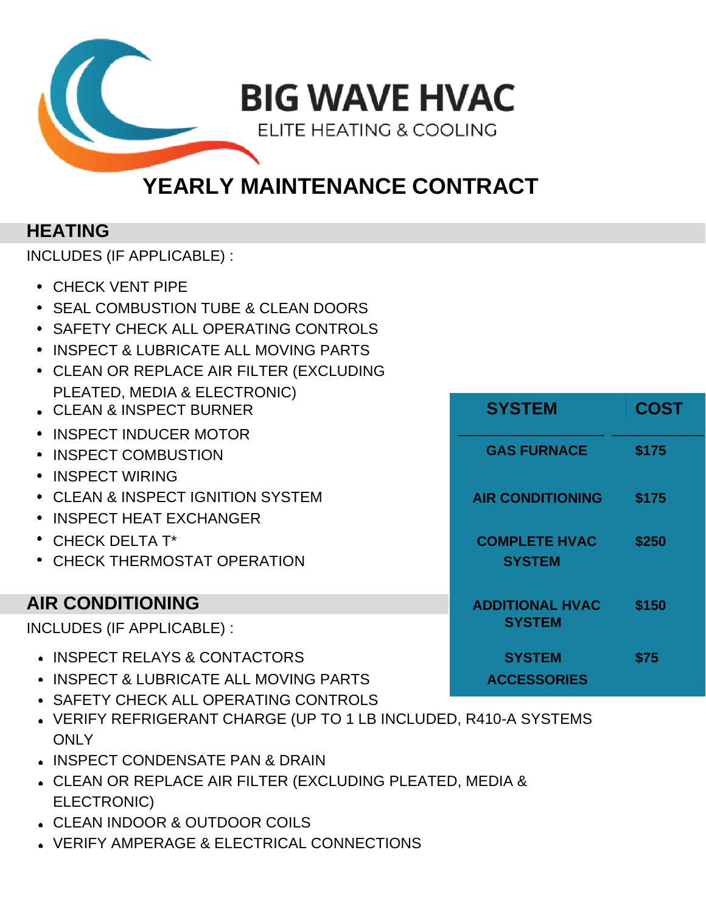# BIG WAVE HVAC

ELITE HEATING & COOLING

# YEARLY MAINTENANCE CONTRACT

## HEATING

INCLUDES (IF APPLICABLE) :

- CHECK VENT PIPE
- SEAL COMBUSTION TUBE & CLEAN DOORS
- SAFETY CHECK ALL OPERATING CONTROLS
- INSPECT & LUBRICATE ALL MOVING PARTS
- CLEAN OR REPLACE AIR FILTER (EXCLUDING PLEATED, MEDIA & ELECTRONIC)
- CLEAN & INSPECT BURNER
- INSPECT INDUCER MOTOR
- INSPECT COMBUSTION
- INSPECT WIRING
- CLEAN & INSPECT IGNITION SYSTEM
- INSPECT HEAT EXCHANGER
- CHECK DELTA T*
- CHECK THERMOSTAT OPERATION

| SYSTEM | COST |
|---|---|
| GAS FURNACE | $175 |
| AIR CONDITIONING | $175 |
| COMPLETE HVAC SYSTEM | $250 |
| ADDITIONAL HVAC SYSTEM | $150 |
| SYSTEM ACCESSORIES | $75 |

## AIR CONDITIONING

INCLUDES (IF APPLICABLE) :

- INSPECT RELAYS & CONTACTORS
- INSPECT & LUBRICATE ALL MOVING PARTS
- SAFETY CHECK ALL OPERATING CONTROLS
- VERIFY REFRIGERANT CHARGE (UP TO 1 LB INCLUDED, R410-A SYSTEMS ONLY
- INSPECT CONDENSATE PAN & DRAIN
- CLEAN OR REPLACE AIR FILTER (EXCLUDING PLEATED, MEDIA & ELECTRONIC)
- CLEAN INDOOR & OUTDOOR COILS
- VERIFY AMPERAGE & ELECTRICAL CONNECTIONS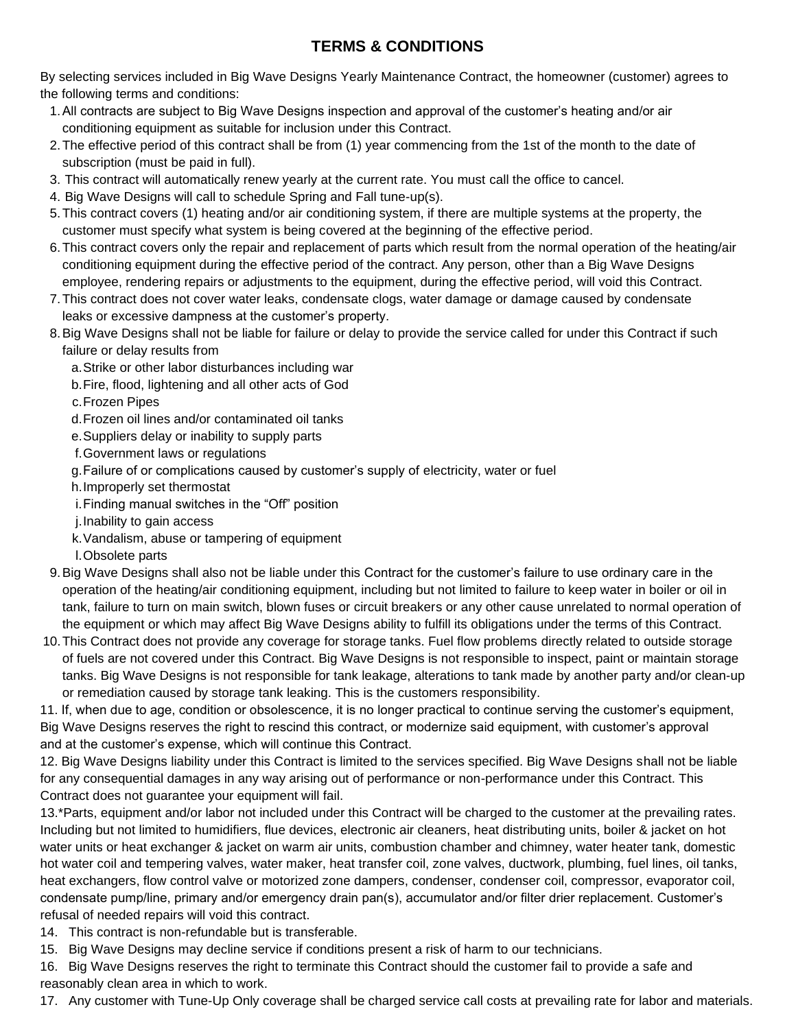## TERMS & CONDITIONS

By selecting services included in Big Wave Designs Yearly Maintenance Contract, the homeowner (customer) agrees to the following terms and conditions:

1. All contracts are subject to Big Wave Designs inspection and approval of the customer's heating and/or air conditioning equipment as suitable for inclusion under this Contract.
2. The effective period of this contract shall be from (1) year commencing from the 1st of the month to the date of subscription (must be paid in full).
3. This contract will automatically renew yearly at the current rate. You must call the office to cancel.
4. Big Wave Designs will call to schedule Spring and Fall tune-up(s).
5. This contract covers (1) heating and/or air conditioning system, if there are multiple systems at the property, the customer must specify what system is being covered at the beginning of the effective period.
6. This contract covers only the repair and replacement of parts which result from the normal operation of the heating/air conditioning equipment during the effective period of the contract. Any person, other than a Big Wave Designs employee, rendering repairs or adjustments to the equipment, during the effective period, will void this Contract.
7. This contract does not cover water leaks, condensate clogs, water damage or damage caused by condensate leaks or excessive dampness at the customer's property.
8. Big Wave Designs shall not be liable for failure or delay to provide the service called for under this Contract if such failure or delay results from
    a. Strike or other labor disturbances including war
    b. Fire, flood, lightening and all other acts of God
    c. Frozen Pipes
    d. Frozen oil lines and/or contaminated oil tanks
    e. Suppliers delay or inability to supply parts
    f. Government laws or regulations
    g. Failure of or complications caused by customer's supply of electricity, water or fuel
    h. Improperly set thermostat
    i. Finding manual switches in the "Off" position
    j. Inability to gain access
    k. Vandalism, abuse or tampering of equipment
    l. Obsolete parts
9. Big Wave Designs shall also not be liable under this Contract for the customer's failure to use ordinary care in the operation of the heating/air conditioning equipment, including but not limited to failure to keep water in boiler or oil in tank, failure to turn on main switch, blown fuses or circuit breakers or any other cause unrelated to normal operation of the equipment or which may affect Big Wave Designs ability to fulfill its obligations under the terms of this Contract.
10. This Contract does not provide any coverage for storage tanks. Fuel flow problems directly related to outside storage of fuels are not covered under this Contract. Big Wave Designs is not responsible to inspect, paint or maintain storage tanks. Big Wave Designs is not responsible for tank leakage, alterations to tank made by another party and/or clean-up or remediation caused by storage tank leaking. This is the customers responsibility.

11. If, when due to age, condition or obsolescence, it is no longer practical to continue serving the customer's equipment, Big Wave Designs reserves the right to rescind this contract, or modernize said equipment, with customer's approval and at the customer's expense, which will continue this Contract.

12. Big Wave Designs liability under this Contract is limited to the services specified. Big Wave Designs shall not be liable for any consequential damages in any way arising out of performance or non-performance under this Contract. This Contract does not guarantee your equipment will fail.

13.*Parts, equipment and/or labor not included under this Contract will be charged to the customer at the prevailing rates. Including but not limited to humidifiers, flue devices, electronic air cleaners, heat distributing units, boiler & jacket on hot water units or heat exchanger & jacket on warm air units, combustion chamber and chimney, water heater tank, domestic hot water coil and tempering valves, water maker, heat transfer coil, zone valves, ductwork, plumbing, fuel lines, oil tanks, heat exchangers, flow control valve or motorized zone dampers, condenser, condenser coil, compressor, evaporator coil, condensate pump/line, primary and/or emergency drain pan(s), accumulator and/or filter drier replacement. Customer's refusal of needed repairs will void this contract.

14. This contract is non-refundable but is transferable.

15. Big Wave Designs may decline service if conditions present a risk of harm to our technicians.

16. Big Wave Designs reserves the right to terminate this Contract should the customer fail to provide a safe and reasonably clean area in which to work.

17. Any customer with Tune-Up Only coverage shall be charged service call costs at prevailing rate for labor and materials.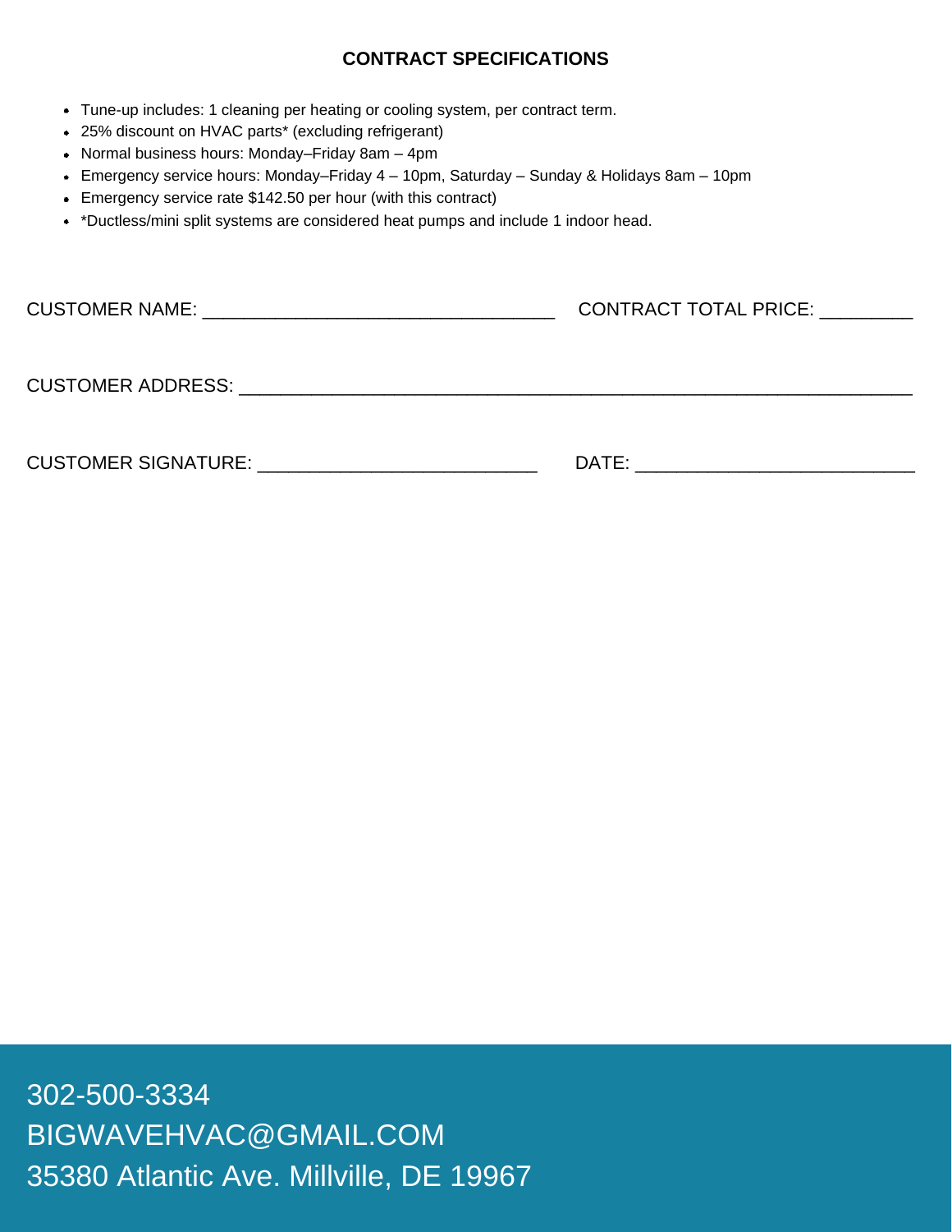## CONTRACT SPECIFICATIONS

- Tune-up includes: 1 cleaning per heating or cooling system, per contract term.
- 25% discount on HVAC parts* (excluding refrigerant)
- Normal business hours: Monday–Friday 8am – 4pm
- Emergency service hours: Monday–Friday 4 – 10pm, Saturday – Sunday & Holidays 8am – 10pm
- Emergency service rate $142.50 per hour (with this contract)
- *Ductless/mini split systems are considered heat pumps and include 1 indoor head.

CUSTOMER NAME: ________________________________ CONTRACT TOTAL PRICE: ________

CUSTOMER ADDRESS: ______________________________________________________________

CUSTOMER SIGNATURE: __________________________ DATE: __________________________

302-500-3334
BIGWAVEHVAC@GMAIL.COM
35380 Atlantic Ave. Millville, DE 19967